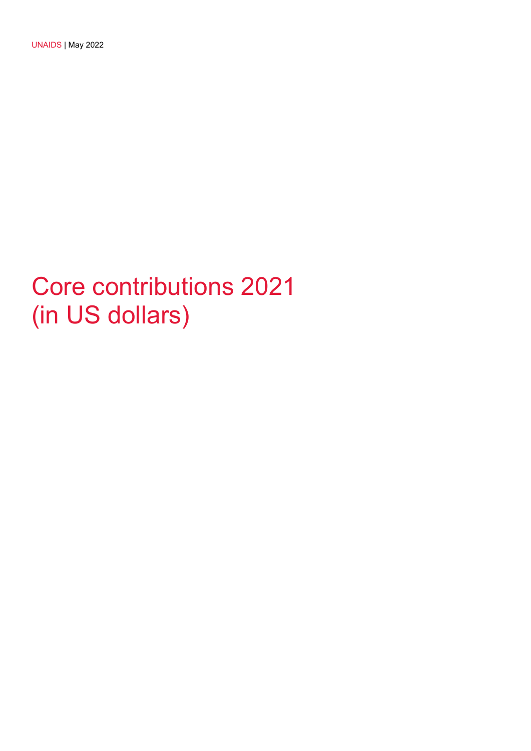UNAIDS | May 2022

# Core contributions 2021 (in US dollars)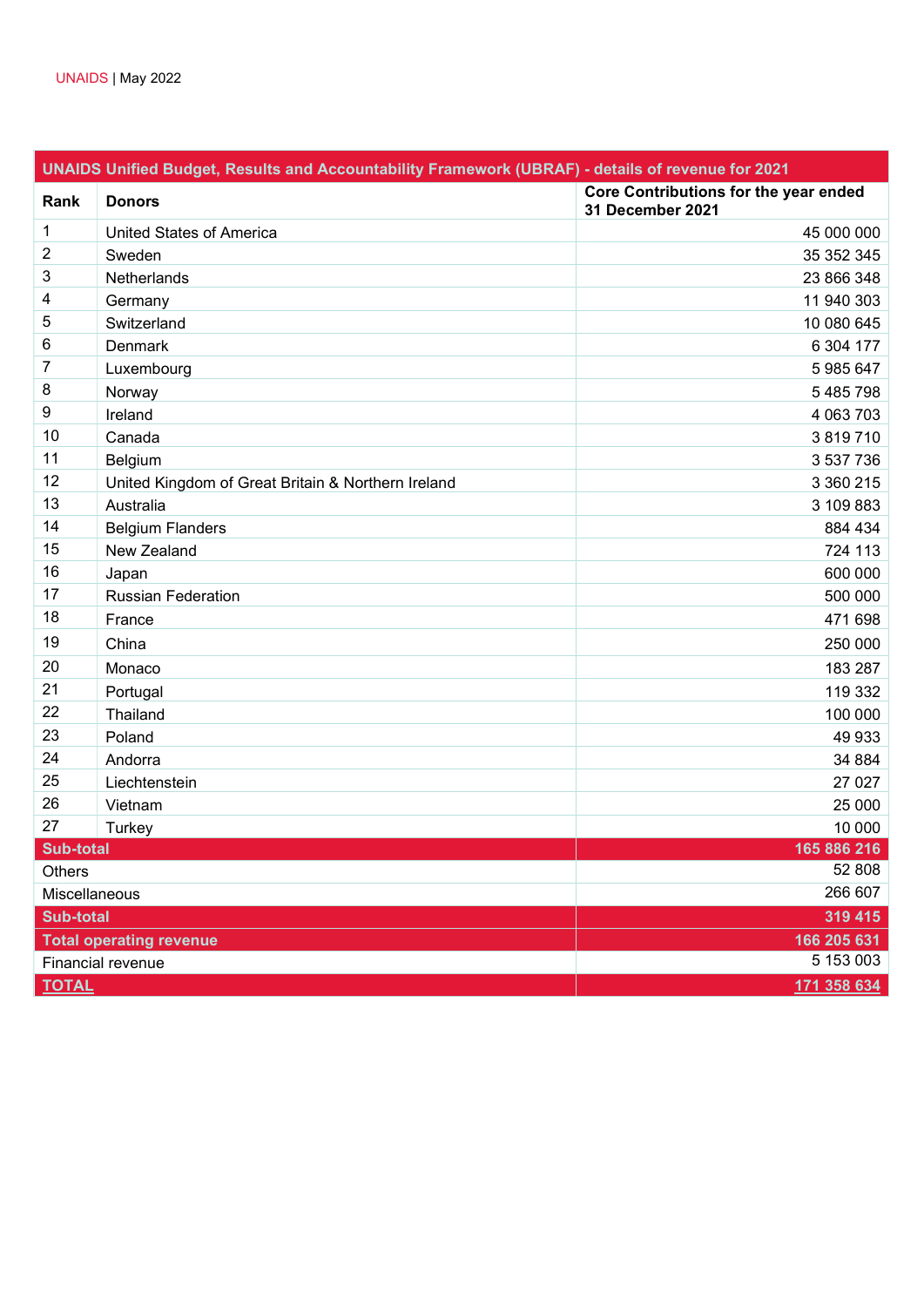| UNAIDS Unified Budget, Results and Accountability Framework (UBRAF) - details of revenue for 2021 | | |
|---|---|---|
| **Rank** | **Donors** | **Core Contributions for the year ended 31 December 2021** |
| 1 | United States of America | 45 000 000 |
| 2 | Sweden | 35 352 345 |
| 3 | Netherlands | 23 866 348 |
| 4 | Germany | 11 940 303 |
| 5 | Switzerland | 10 080 645 |
| 6 | Denmark | 6 304 177 |
| 7 | Luxembourg | 5 985 647 |
| 8 | Norway | 5 485 798 |
| 9 | Ireland | 4 063 703 |
| 10 | Canada | 3 819 710 |
| 11 | Belgium | 3 537 736 |
| 12 | United Kingdom of Great Britain & Northern Ireland | 3 360 215 |
| 13 | Australia | 3 109 883 |
| 14 | Belgium Flanders | 884 434 |
| 15 | New Zealand | 724 113 |
| 16 | Japan | 600 000 |
| 17 | Russian Federation | 500 000 |
| 18 | France | 471 698 |
| 19 | China | 250 000 |
| 20 | Monaco | 183 287 |
| 21 | Portugal | 119 332 |
| 22 | Thailand | 100 000 |
| 23 | Poland | 49 933 |
| 24 | Andorra | 34 884 |
| 25 | Liechtenstein | 27 027 |
| 26 | Vietnam | 25 000 |
| 27 | Turkey | 10 000 |
| **Sub-total** | | **165 886 216** |
| Others | | 52 808 |
| Miscellaneous | | 266 607 |
| **Sub-total** | | **319 415** |
| **Total operating revenue** | | **166 205 631** |
| Financial revenue | | 5 153 003 |
| **TOTAL** | | **171 358 634** |